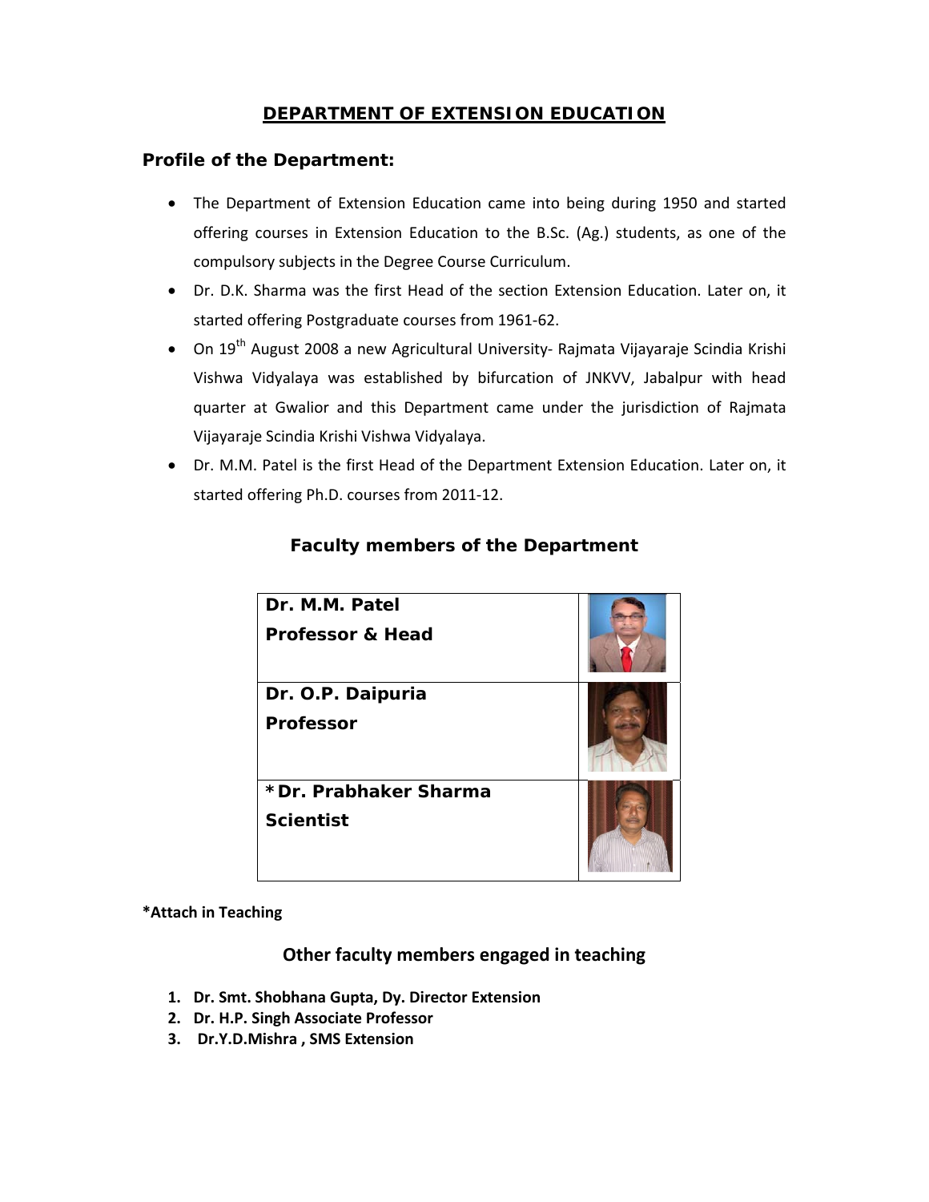# DEPARTMENT OF EXTENSION EDUCATION

## Profile of the Department:

- The Department of Extension Education came into being during 1950 and started offering courses in Extension Education to the B.Sc. (Ag.) students, as one of the compulsory subjects in the Degree Course Curriculum.
- Dr. D.K. Sharma was the first Head of the section Extension Education. Later on, it started offering Postgraduate courses from 1961-62.
- On 19th August 2008 a new Agricultural University- Rajmata Vijayaraje Scindia Krishi Vishwa Vidyalaya was established by bifurcation of JNKVV, Jabalpur with head quarter at Gwalior and this Department came under the jurisdiction of Rajmata Vijayaraje Scindia Krishi Vishwa Vidyalaya.
- Dr. M.M. Patel is the first Head of the Department Extension Education. Later on, it started offering Ph.D. courses from 2011-12.

## Faculty members of the Department

| | |
|---|---|
| **Dr. M.M. Patel**<br>**Professor & Head** | |
| **Dr. O.P. Daipuria**<br>**Professor** | |
| ***Dr. Prabhaker Sharma**<br>**Scientist** | |

***Attach in Teaching**

## Other faculty members engaged in teaching

1. **Dr. Smt. Shobhana Gupta, Dy. Director Extension**
2. **Dr. H.P. Singh Associate Professor**
3. **Dr.Y.D.Mishra , SMS Extension**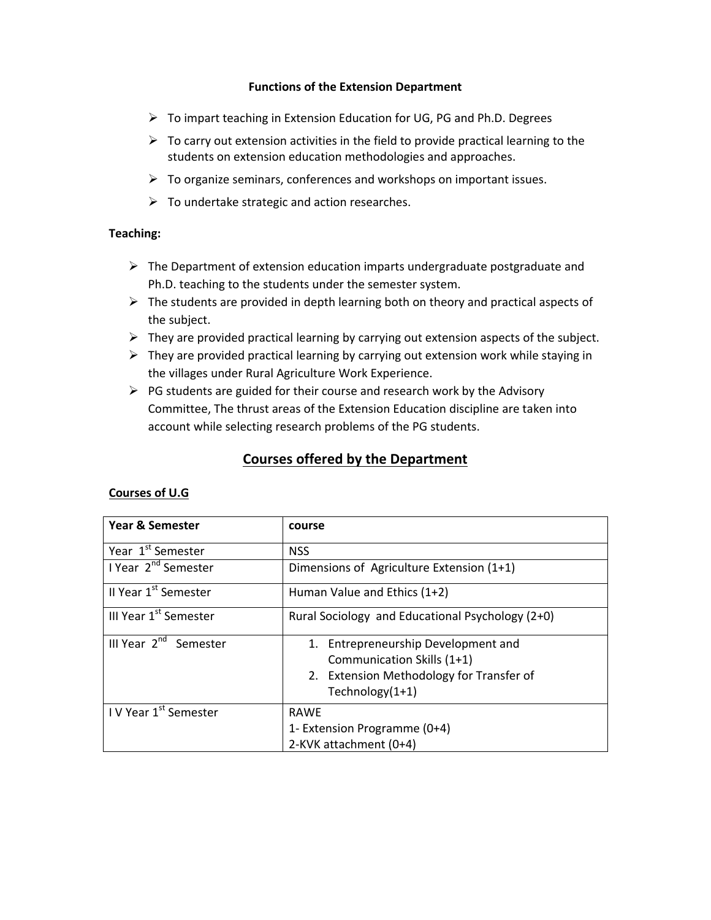**Functions of the Extension Department**

- To impart teaching in Extension Education for UG, PG and Ph.D. Degrees
- To carry out extension activities in the field to provide practical learning to the students on extension education methodologies and approaches.
- To organize seminars, conferences and workshops on important issues.
- To undertake strategic and action researches.

**Teaching:**

- The Department of extension education imparts undergraduate postgraduate and Ph.D. teaching to the students under the semester system.
- The students are provided in depth learning both on theory and practical aspects of the subject.
- They are provided practical learning by carrying out extension aspects of the subject.
- They are provided practical learning by carrying out extension work while staying in the villages under Rural Agriculture Work Experience.
- PG students are guided for their course and research work by the Advisory Committee, The thrust areas of the Extension Education discipline are taken into account while selecting research problems of the PG students.

## Courses offered by the Department

**Courses of U.G**

| **Year & Semester** | **course** |
|---|---|
| Year 1st Semester | NSS |
| I Year 2nd Semester | Dimensions of Agriculture Extension (1+1) |
| II Year 1st Semester | Human Value and Ethics (1+2) |
| III Year 1st Semester | Rural Sociology and Educational Psychology (2+0) |
| III Year 2nd Semester | 1. Entrepreneurship Development and Communication Skills (1+1)<br>2. Extension Methodology for Transfer of Technology(1+1) |
| I V Year 1st Semester | RAWE<br>1- Extension Programme (0+4)<br>2-KVK attachment (0+4) |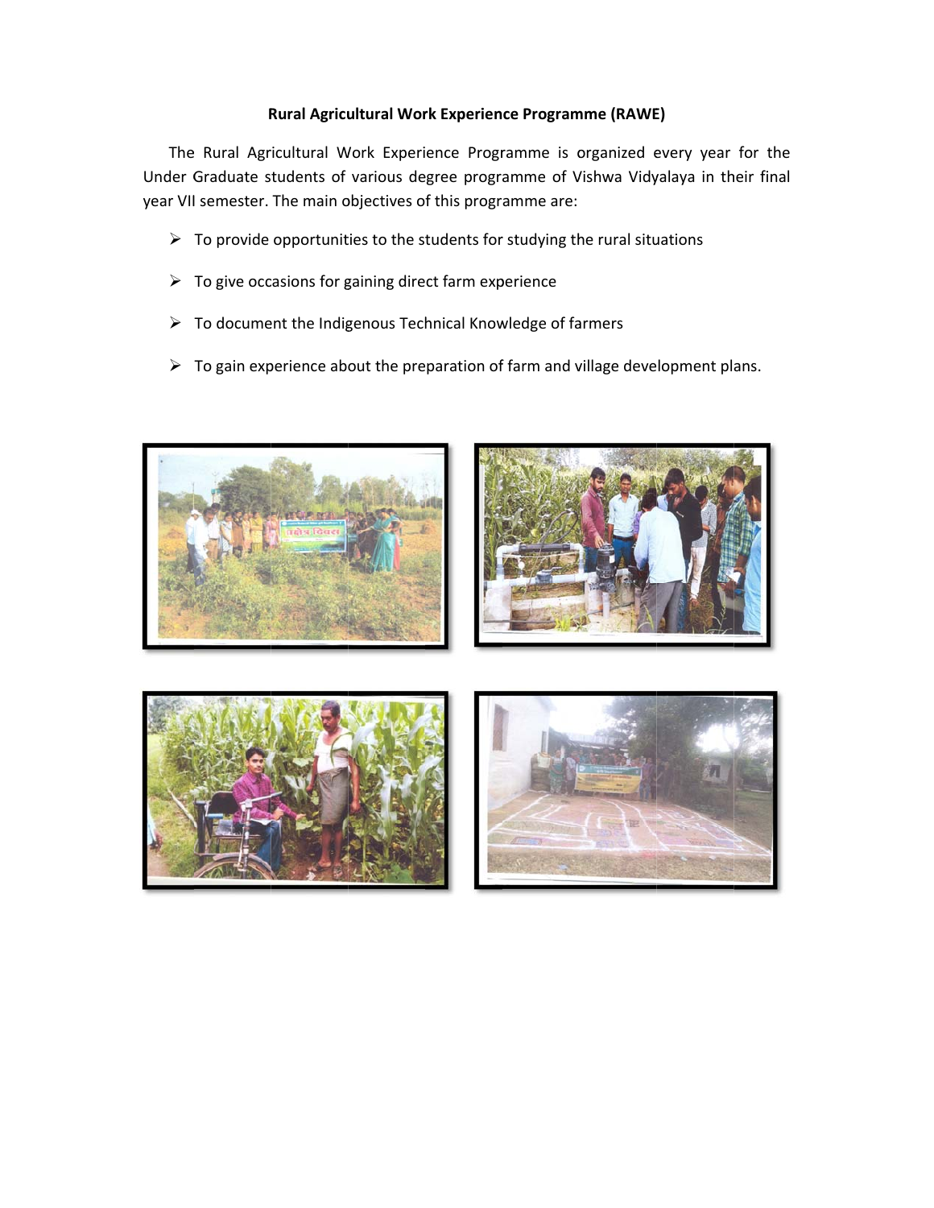**Rural Agricultural Work Experience Programme (RAWE)**

The Rural Agricultural Work Experience Programme is organized every year for the Under Graduate students of various degree programme of Vishwa Vidyalaya in their final year VII semester. The main objectives of this programme are:

- To provide opportunities to the students for studying the rural situations
- To give occasions for gaining direct farm experience
- To document the Indigenous Technical Knowledge of farmers
- To gain experience about the preparation of farm and village development plans.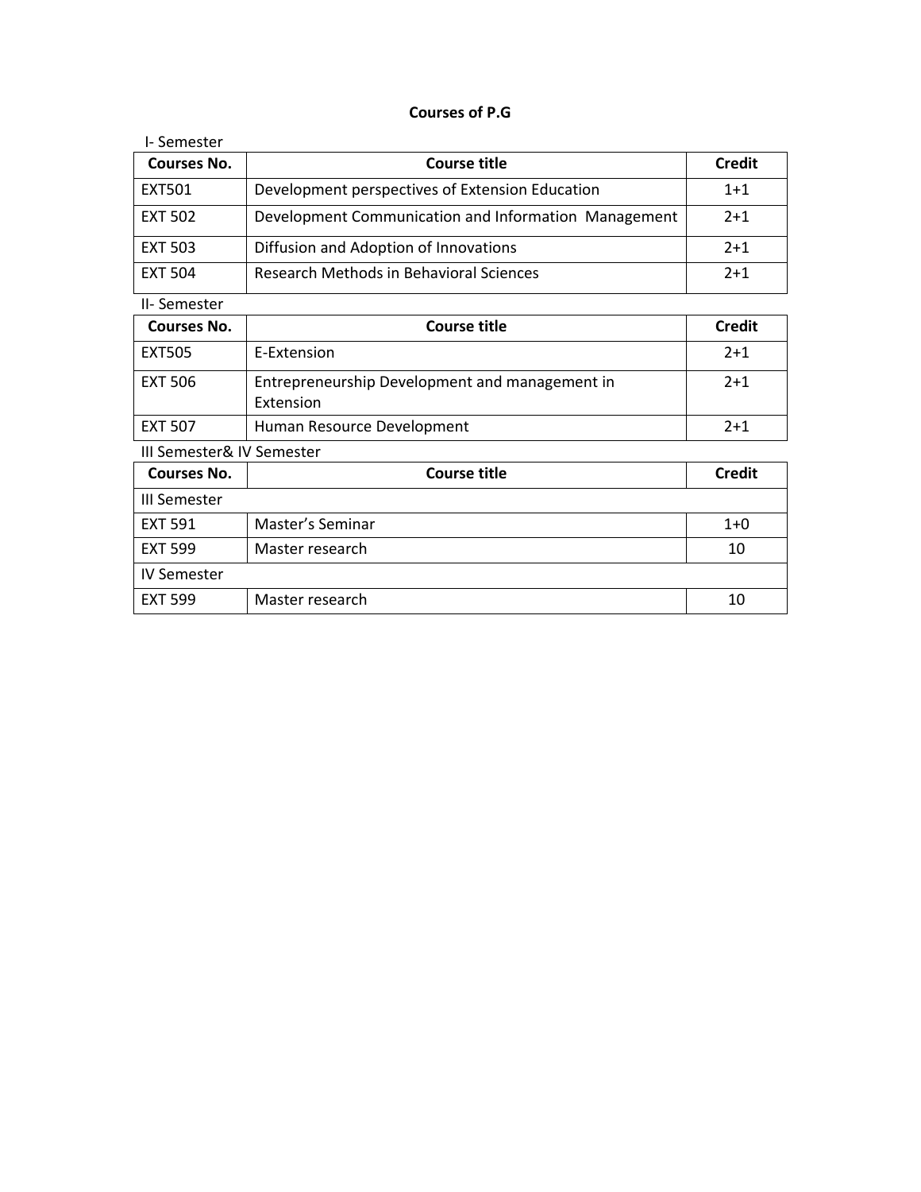# Courses of P.G

I- Semester

| Courses No. | Course title | Credit |
|---|---|---|
| EXT501 | Development perspectives of Extension Education | 1+1 |
| EXT 502 | Development Communication and Information Management | 2+1 |
| EXT 503 | Diffusion and Adoption of Innovations | 2+1 |
| EXT 504 | Research Methods in Behavioral Sciences | 2+1 |

II- Semester

| Courses No. | Course title | Credit |
|---|---|---|
| EXT505 | E-Extension | 2+1 |
| EXT 506 | Entrepreneurship Development and management in Extension | 2+1 |
| EXT 507 | Human Resource Development | 2+1 |

III Semester& IV Semester

| Courses No. | Course title | Credit |
|---|---|---|
| III Semester | | |
| EXT 591 | Master's Seminar | 1+0 |
| EXT 599 | Master research | 10 |
| IV Semester | | |
| EXT 599 | Master research | 10 |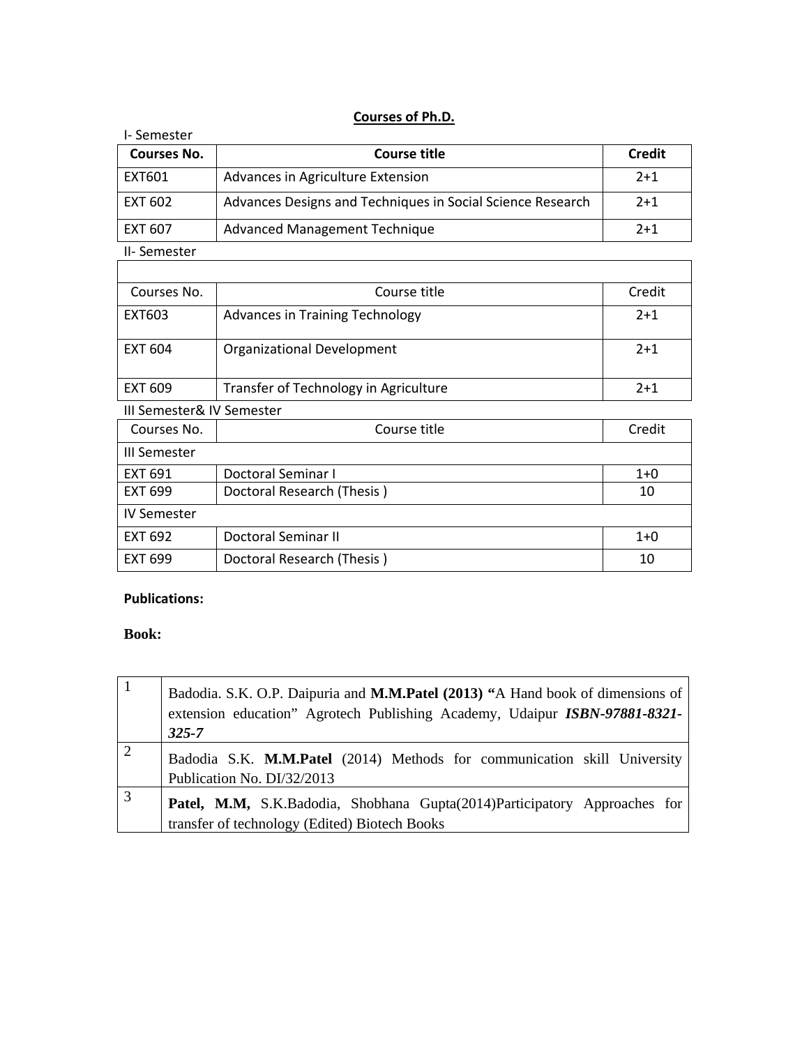**Courses of Ph.D.**

I- Semester

| Courses No. | Course title | Credit |
|---|---|---|
| EXT601 | Advances in Agriculture Extension | 2+1 |
| EXT 602 | Advances Designs and Techniques in Social Science Research | 2+1 |
| EXT 607 | Advanced Management Technique | 2+1 |

II- Semester

| Courses No. | Course title | Credit |
|---|---|---|
| EXT603 | Advances in Training Technology | 2+1 |
| EXT 604 | Organizational Development | 2+1 |
| EXT 609 | Transfer of Technology in Agriculture | 2+1 |

III Semester& IV Semester

| Courses No. | Course title | Credit |
|---|---|---|
| III Semester | | |
| EXT 691 | Doctoral Seminar I | 1+0 |
| EXT 699 | Doctoral Research (Thesis ) | 10 |
| IV Semester | | |
| EXT 692 | Doctoral Seminar II | 1+0 |
| EXT 699 | Doctoral Research (Thesis ) | 10 |

**Publications:**

**Book:**

| | |
|---|---|
| 1 | Badodia. S.K. O.P. Daipuria and **M.M.Patel (2013) "**A Hand book of dimensions of extension education" Agrotech Publishing Academy, Udaipur ***ISBN-97881-8321-325-7*** |
| 2 | Badodia S.K. **M.M.Patel** (2014) Methods for communication skill University Publication No. DI/32/2013 |
| 3 | **Patel, M.M,** S.K.Badodia, Shobhana Gupta(2014)Participatory Approaches for transfer of technology (Edited) Biotech Books |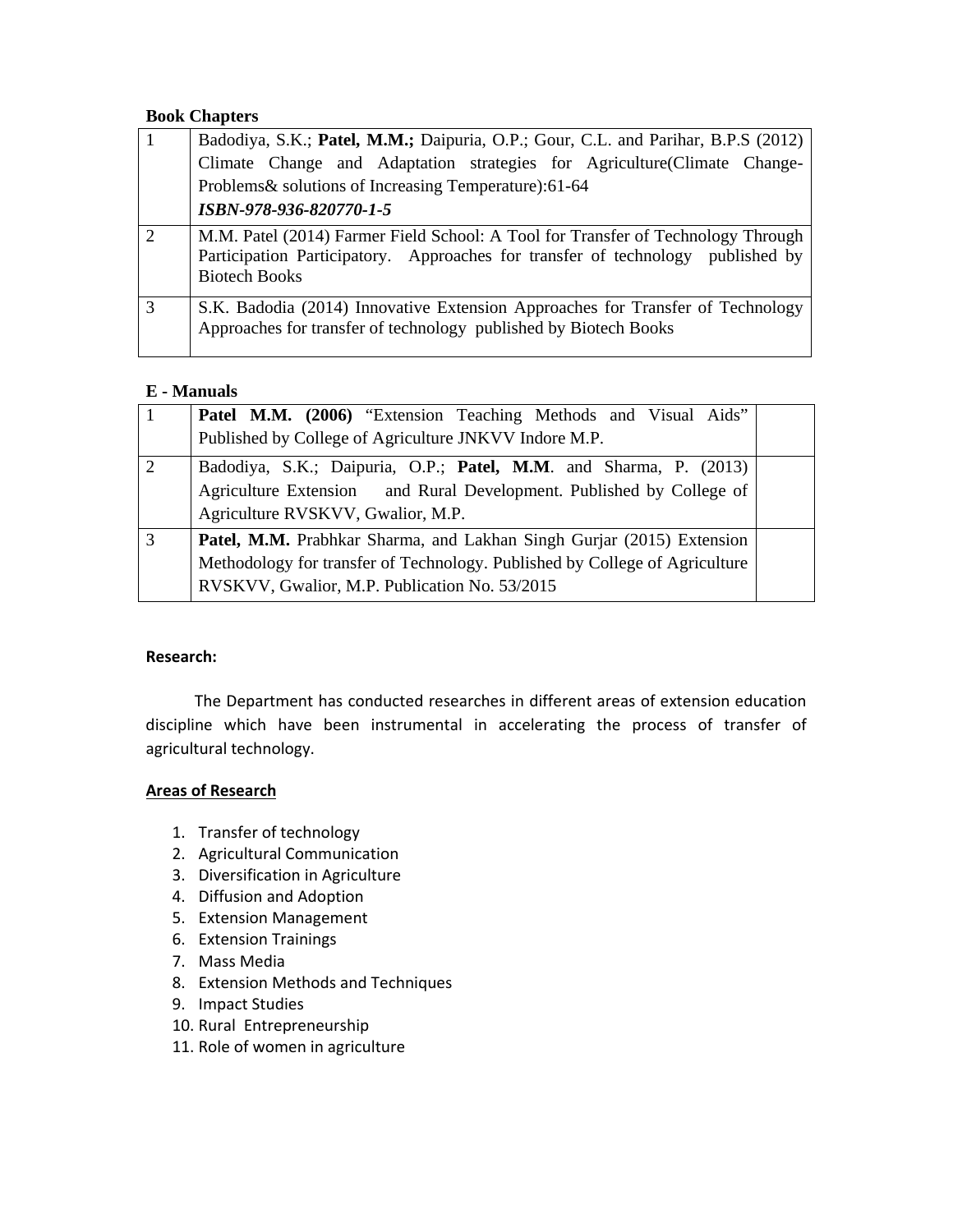**Book Chapters**

| | |
|---|---|
| 1 | Badodiya, S.K.; **Patel, M.M.;** Daipuria, O.P.; Gour, C.L. and Parihar, B.P.S (2012) Climate Change and Adaptation strategies for Agriculture(Climate Change-Problems& solutions of Increasing Temperature):61-64 ***ISBN-978-936-820770-1-5*** |
| 2 | M.M. Patel (2014) Farmer Field School: A Tool for Transfer of Technology Through Participation Participatory. Approaches for transfer of technology published by Biotech Books |
| 3 | S.K. Badodia (2014) Innovative Extension Approaches for Transfer of Technology Approaches for transfer of technology published by Biotech Books |

**E - Manuals**

| | | |
|---|---|---|
| 1 | **Patel M.M. (2006)** "Extension Teaching Methods and Visual Aids" Published by College of Agriculture JNKVV Indore M.P. | |
| 2 | Badodiya, S.K.; Daipuria, O.P.; **Patel, M.M**. and Sharma, P. (2013) Agriculture Extension and Rural Development. Published by College of Agriculture RVSKVV, Gwalior, M.P. | |
| 3 | **Patel, M.M.** Prabhkar Sharma, and Lakhan Singh Gurjar (2015) Extension Methodology for transfer of Technology. Published by College of Agriculture RVSKVV, Gwalior, M.P. Publication No. 53/2015 | |

**Research:**

The Department has conducted researches in different areas of extension education discipline which have been instrumental in accelerating the process of transfer of agricultural technology.

**Areas of Research**

1. Transfer of technology
2. Agricultural Communication
3. Diversification in Agriculture
4. Diffusion and Adoption
5. Extension Management
6. Extension Trainings
7. Mass Media
8. Extension Methods and Techniques
9. Impact Studies
10. Rural Entrepreneurship
11. Role of women in agriculture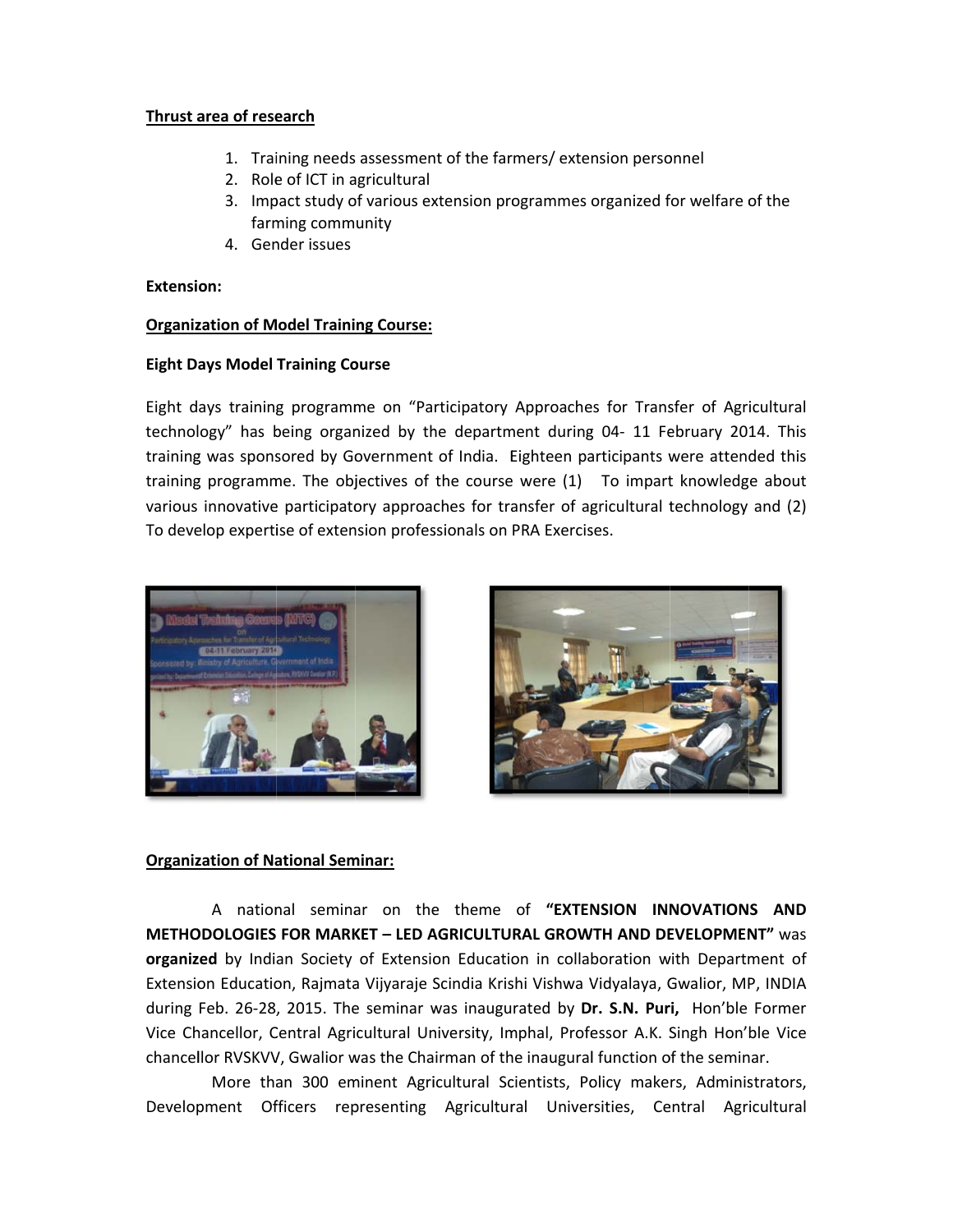**Thrust area of research**

1. Training needs assessment of the farmers/ extension personnel
2. Role of ICT in agricultural
3. Impact study of various extension programmes organized for welfare of the farming community
4. Gender issues

**Extension:**

**Organization of Model Training Course:**

**Eight Days Model Training Course**

Eight days training programme on "Participatory Approaches for Transfer of Agricultural technology" has being organized by the department during 04- 11 February 2014. This training was sponsored by Government of India. Eighteen participants were attended this training programme. The objectives of the course were (1) To impart knowledge about various innovative participatory approaches for transfer of agricultural technology and (2) To develop expertise of extension professionals on PRA Exercises.

**Organization of National Seminar:**

A national seminar on the theme of **"EXTENSION INNOVATIONS AND METHODOLOGIES FOR MARKET – LED AGRICULTURAL GROWTH AND DEVELOPMENT"** was **organized** by Indian Society of Extension Education in collaboration with Department of Extension Education, Rajmata Vijyaraje Scindia Krishi Vishwa Vidyalaya, Gwalior, MP, INDIA during Feb. 26-28, 2015. The seminar was inaugurated by **Dr. S.N. Puri,** Hon'ble Former Vice Chancellor, Central Agricultural University, Imphal, Professor A.K. Singh Hon'ble Vice chancellor RVSKVV, Gwalior was the Chairman of the inaugural function of the seminar.

More than 300 eminent Agricultural Scientists, Policy makers, Administrators, Development Officers representing Agricultural Universities, Central Agricultural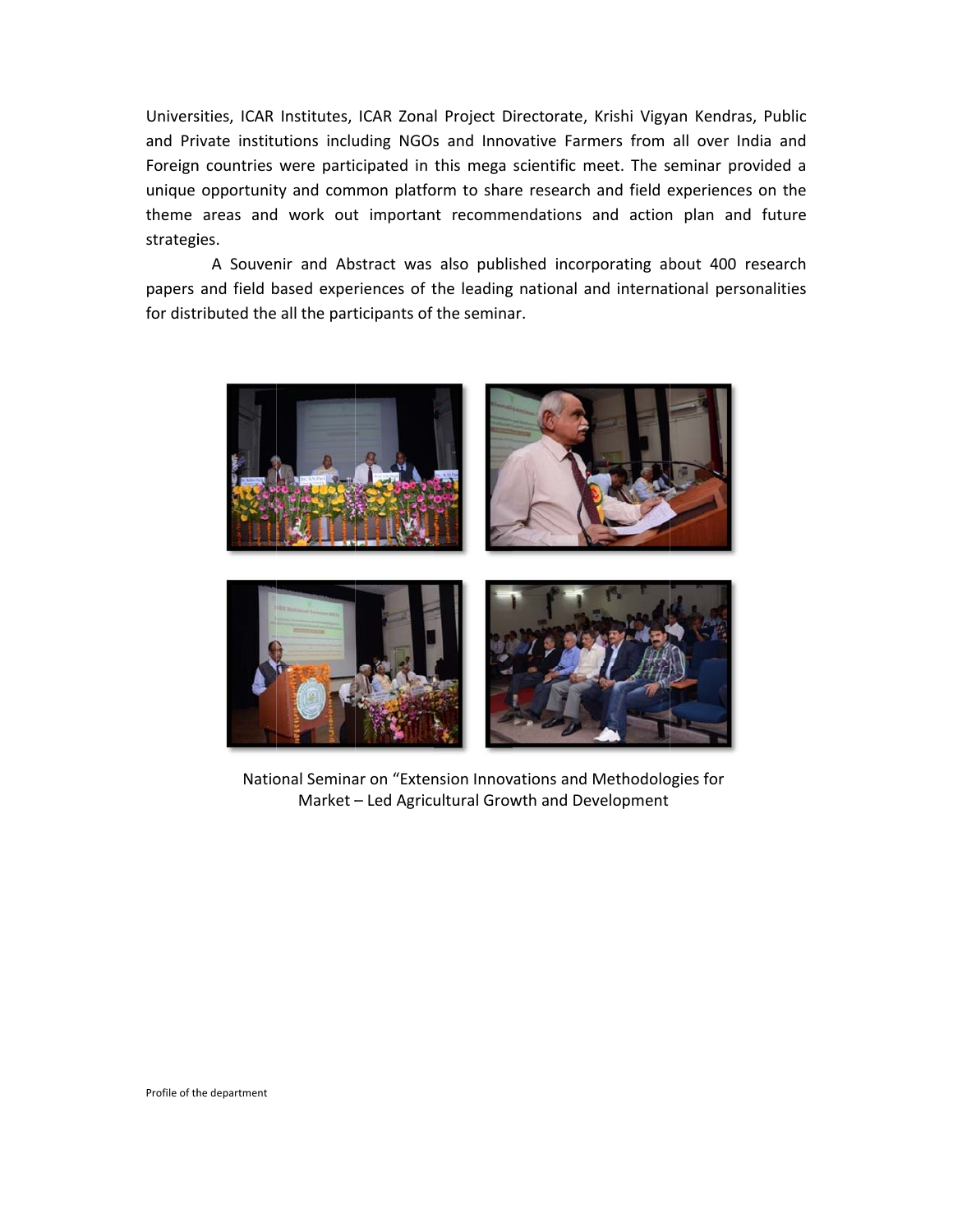Universities, ICAR Institutes, ICAR Zonal Project Directorate, Krishi Vigyan Kendras, Public and Private institutions including NGOs and Innovative Farmers from all over India and Foreign countries were participated in this mega scientific meet. The seminar provided a unique opportunity and common platform to share research and field experiences on the theme areas and work out important recommendations and action plan and future strategies.

A Souvenir and Abstract was also published incorporating about 400 research papers and field based experiences of the leading national and international personalities for distributed the all the participants of the seminar.

National Seminar on "Extension Innovations and Methodologies for Market – Led Agricultural Growth and Development